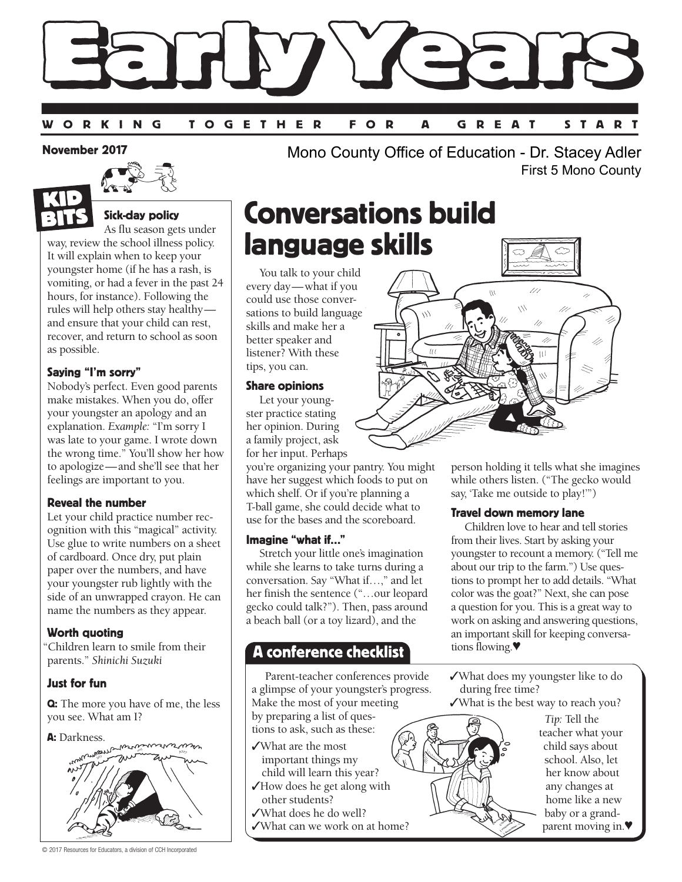# Early Years

WORKING TOGETHER FOR A GREAT START

**November 2017**

Mono County Office of Education - Dr. Stacey Adler
First 5 Mono County

## KID BITS

### Sick-day policy

As flu season gets under way, review the school illness policy. It will explain when to keep your youngster home (if he has a rash, is vomiting, or had a fever in the past 24 hours, for instance). Following the rules will help others stay healthy—and ensure that your child can rest, recover, and return to school as soon as possible.

### Saying "I'm sorry"

Nobody's perfect. Even good parents make mistakes. When you do, offer your youngster an apology and an explanation. *Example:* "I'm sorry I was late to your game. I wrote down the wrong time." You'll show her how to apologize—and she'll see that her feelings are important to you.

### Reveal the number

Let your child practice number recognition with this "magical" activity. Use glue to write numbers on a sheet of cardboard. Once dry, put plain paper over the numbers, and have your youngster rub lightly with the side of an unwrapped crayon. He can name the numbers as they appear.

### Worth quoting

"Children learn to smile from their parents." *Shinichi Suzuki*

### Just for fun

**Q:** The more you have of me, the less you see. What am I?

**A:** Darkness.

## Conversations build language skills

You talk to your child every day—what if you could use those conversations to build language skills and make her a better speaker and listener? With these tips, you can.

### Share opinions

Let your youngster practice stating her opinion. During a family project, ask for her input. Perhaps you're organizing your pantry. You might have her suggest which foods to put on which shelf. Or if you're planning a T-ball game, she could decide what to use for the bases and the scoreboard.

### Imagine "what if…"

Stretch your little one's imagination while she learns to take turns during a conversation. Say "What if…," and let her finish the sentence ("…our leopard gecko could talk?"). Then, pass around a beach ball (or a toy lizard), and the person holding it tells what she imagines while others listen. ("The gecko would say, 'Take me outside to play!'")

### Travel down memory lane

Children love to hear and tell stories from their lives. Start by asking your youngster to recount a memory. ("Tell me about our trip to the farm.") Use questions to prompt her to add details. "What color was the goat?" Next, she can pose a question for you. This is a great way to work on asking and answering questions, an important skill for keeping conversations flowing.♥

## A conference checklist

Parent-teacher conferences provide a glimpse of your youngster's progress. Make the most of your meeting by preparing a list of questions to ask, such as these:

- ✓What are the most important things my child will learn this year?
- ✓How does he get along with other students?
- ✓What does he do well?
- ✓What can we work on at home?
- ✓What does my youngster like to do during free time?
- ✓What is the best way to reach you?

*Tip:* Tell the teacher what your child says about school. Also, let her know about any changes at home like a new baby or a grandparent moving in.♥

© 2017 Resources for Educators, a division of CCH Incorporated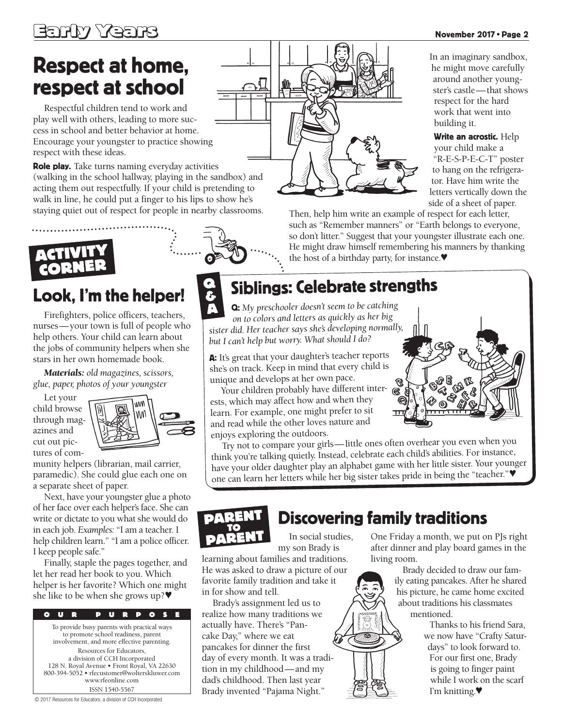# Respect at home, respect at school

Respectful children tend to work and play well with others, leading to more success in school and better behavior at home. Encourage your youngster to practice showing respect with these ideas.

**Role play.** Take turns naming everyday activities (walking in the school hallway, playing in the sandbox) and acting them out respectfully. If your child is pretending to walk in line, he could put a finger to his lips to show he's staying quiet out of respect for people in nearby classrooms. In an imaginary sandbox, he might move carefully around another youngster's castle—that shows respect for the hard work that went into building it.

**Write an acrostic.** Help your child make a "R-E-S-P-E-C-T" poster to hang on the refrigerator. Have him write the letters vertically down the side of a sheet of paper. Then, help him write an example of respect for each letter, such as "Remember manners" or "Earth belongs to everyone, so don't litter." Suggest that your youngster illustrate each one. He might draw himself remembering his manners by thanking the host of a birthday party, for instance.♥

## ACTIVITY CORNER

## Look, I'm the helper!

Firefighters, police officers, teachers, nurses—your town is full of people who help others. Your child can learn about the jobs of community helpers when she stars in her own homemade book.

***Materials:*** *old magazines, scissors, glue, paper, photos of your youngster*

Let your child browse through magazines and cut out pictures of community helpers (librarian, mail carrier, paramedic). She could glue each one on a separate sheet of paper.

Next, have your youngster glue a photo of her face over each helper's face. She can write or dictate to you what she would do in each job. *Examples:* "I am a teacher. I help children learn." "I am a police officer. I keep people safe."

Finally, staple the pages together, and let her read her book to you. Which helper is her favorite? Which one might she like to be when she grows up?♥

## Q & A

## Siblings: Celebrate strengths

**Q:** *My preschooler doesn't seem to be catching on to colors and letters as quickly as her big sister did. Her teacher says she's developing normally, but I can't help but worry. What should I do?*

**A:** It's great that your daughter's teacher reports she's on track. Keep in mind that every child is unique and develops at her own pace.

Your children probably have different interests, which may affect how and when they learn. For example, one might prefer to sit and read while the other loves nature and enjoys exploring the outdoors.

Try not to compare your girls—little ones often overhear you even when you think you're talking quietly. Instead, celebrate each child's abilities. For instance, have your older daughter play an alphabet game with her little sister. Your younger one can learn her letters while her big sister takes pride in being the "teacher."♥

## OUR PURPOSE

To provide busy parents with practical ways to promote school readiness, parent involvement, and more effective parenting.

Resources for Educators,
a division of CCH Incorporated
128 N. Royal Avenue • Front Royal, VA 22630
800-394-5052 • rfecustomer@wolterskluwer.com
www.rfeonline.com
ISSN 1540-5567

© 2017 Resources for Educators, a division of CCH Incorporated

## PARENT TO PARENT

## Discovering family traditions

In social studies, my son Brady is learning about families and traditions. He was asked to draw a picture of our favorite family tradition and take it in for show and tell.

Brady's assignment led us to realize how many traditions we actually have. There's "Pancake Day," where we eat pancakes for dinner the first day of every month. It was a tradition in my childhood—and my dad's childhood. Then last year Brady invented "Pajama Night." One Friday a month, we put on PJs right after dinner and play board games in the living room.

Brady decided to draw our family eating pancakes. After he shared his picture, he came home excited about traditions his classmates mentioned.

Thanks to his friend Sara, we now have "Crafty Saturdays" to look forward to. For our first one, Brady is going to finger paint while I work on the scarf I'm knitting.♥